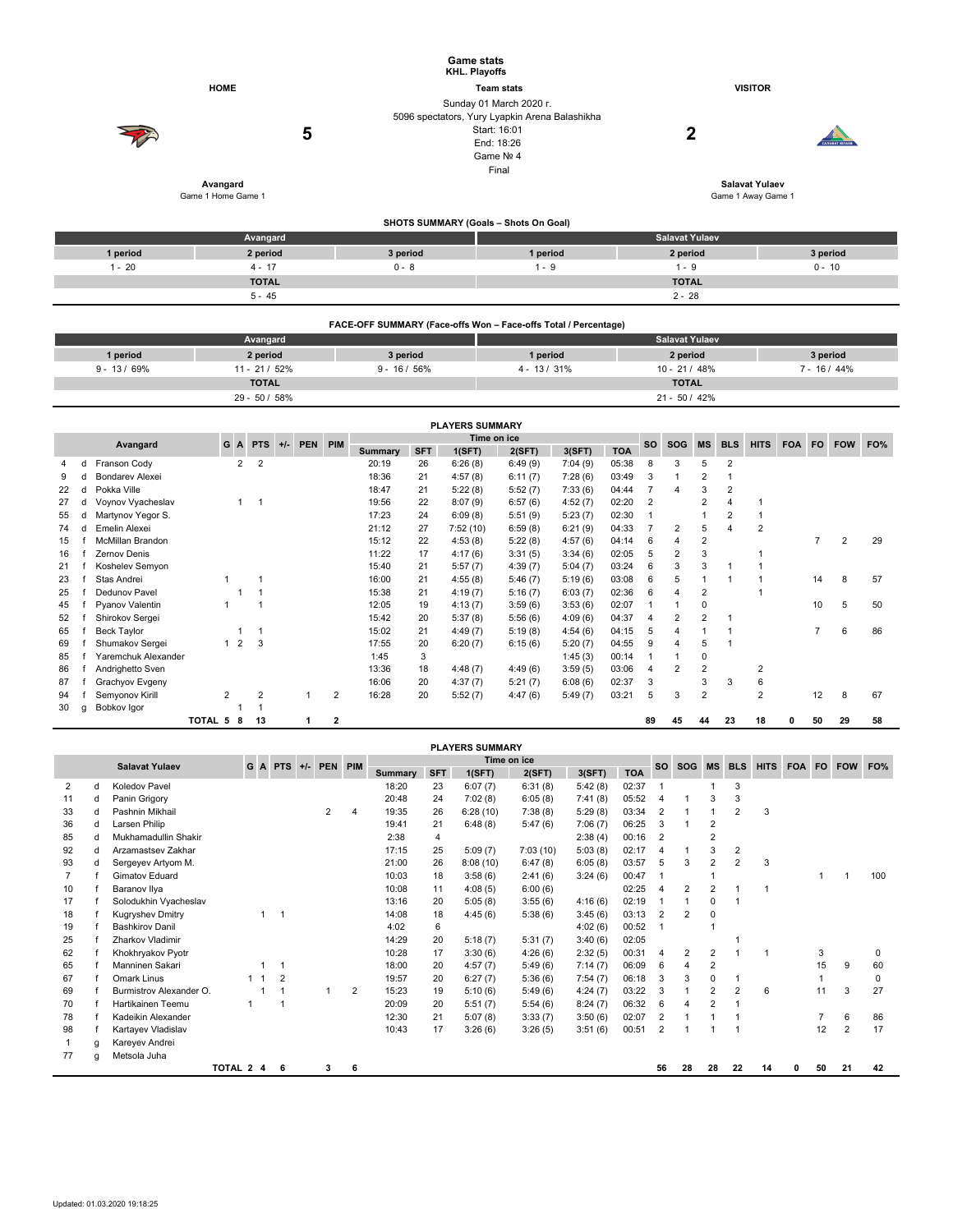# Game stats
**KHL. Playoffs**

| HOME | | Team stats | | VISITOR |
|---|---|---|---|---|
| | **5** | Sunday 01 March 2020 г.<br>5096 spectators, Yury Lyapkin Arena Balashikha<br>Start: 16:01<br>End: 18:26<br>Game № 4<br>Final | **2** | |
| **Avangard**<br>Game 1 Home Game 1 | | | | **Salavat Yulaev**<br>Game 1 Away Game 1 |

## SHOTS SUMMARY (Goals – Shots On Goal)

| Avangard | | | Salavat Yulaev | | |
|---|---|---|---|---|---|
| 1 period | 2 period | 3 period | 1 period | 2 period | 3 period |
| 1 - 20 | 4 - 17 | 0 - 8 | 1 - 9 | 1 - 9 | 0 - 10 |
| TOTAL | | | TOTAL | | |
| 5 - 45 | | | 2 - 28 | | |

## FACE-OFF SUMMARY (Face-offs Won – Face-offs Total / Percentage)

| Avangard | | | Salavat Yulaev | | |
|---|---|---|---|---|---|
| 1 period | 2 period | 3 period | 1 period | 2 period | 3 period |
| 9 - 13 / 69% | 11 - 21 / 52% | 9 - 16 / 56% | 4 - 13 / 31% | 10 - 21 / 48% | 7 - 16 / 44% |
| TOTAL | | | TOTAL | | |
| 29 - 50 / 58% | | | 21 - 50 / 42% | | |

## PLAYERS SUMMARY

| | | Avangard | G | A | PTS | +/- | PEN | PIM | Time on ice | | | | | | SO | SOG | MS | BLS | HITS | FOA | FO | FOW | FO% |
|---|---|---|---|---|---|---|---|---|---|---|---|---|---|---|---|---|---|---|---|---|---|---|---|
| | | | | | | | | | Summary | SFT | 1(SFT) | 2(SFT) | 3(SFT) | TOA | | | | | | | | | |
| 4 | d | Franson Cody | | 2 | 2 | | | | 20:19 | 26 | 6:26 (8) | 6:49 (9) | 7:04 (9) | 05:38 | 8 | 3 | 5 | 2 | | | | | |
| 9 | d | Bondarev Alexei | | | | | | | 18:36 | 21 | 4:57 (8) | 6:11 (7) | 7:28 (6) | 03:49 | 3 | 1 | 2 | 1 | | | | | |
| 22 | d | Pokka Ville | | | | | | | 18:47 | 21 | 5:22 (8) | 5:52 (7) | 7:33 (6) | 04:44 | 7 | 4 | 3 | 2 | | | | | |
| 27 | d | Voynov Vyacheslav | | 1 | 1 | | | | 19:56 | 22 | 8:07 (9) | 6:57 (6) | 4:52 (7) | 02:20 | 2 | | 2 | 4 | 1 | | | | |
| 55 | d | Martynov Yegor S. | | | | | | | 17:23 | 24 | 6:09 (8) | 5:51 (9) | 5:23 (7) | 02:30 | 1 | | 1 | 2 | 1 | | | | |
| 74 | d | Emelin Alexei | | | | | | | 21:12 | 27 | 7:52 (10) | 6:59 (8) | 6:21 (9) | 04:33 | 7 | 2 | 5 | 4 | 2 | | | | |
| 15 | f | McMillan Brandon | | | | | | | 15:12 | 22 | 4:53 (8) | 5:22 (8) | 4:57 (6) | 04:14 | 6 | 4 | 2 | | | | 7 | 2 | 29 |
| 16 | f | Zernov Denis | | | | | | | 11:22 | 17 | 4:17 (6) | 3:31 (5) | 3:34 (6) | 02:05 | 5 | 2 | 3 | | 1 | | | | |
| 21 | f | Koshelev Semyon | | | | | | | 15:40 | 21 | 5:57 (7) | 4:39 (7) | 5:04 (7) | 03:24 | 6 | 3 | 3 | 1 | 1 | | | | |
| 23 | f | Stas Andrei | 1 | | 1 | | | | 16:00 | 21 | 4:55 (8) | 5:46 (7) | 5:19 (6) | 03:08 | 6 | 5 | 1 | 1 | 1 | | 14 | 8 | 57 |
| 25 | f | Dedunov Pavel | | 1 | 1 | | | | 15:38 | 21 | 4:19 (7) | 5:16 (7) | 6:03 (7) | 02:36 | 6 | 4 | 2 | | 1 | | | | |
| 45 | f | Pyanov Valentin | 1 | | 1 | | | | 12:05 | 19 | 4:13 (7) | 3:59 (6) | 3:53 (6) | 02:07 | 1 | 1 | 0 | | | | 10 | 5 | 50 |
| 52 | f | Shirokov Sergei | | | | | | | 15:42 | 20 | 5:37 (8) | 5:56 (6) | 4:09 (6) | 04:37 | 4 | 2 | 2 | 1 | | | | | |
| 65 | f | Beck Taylor | | 1 | 1 | | | | 15:02 | 21 | 4:49 (7) | 5:19 (8) | 4:54 (6) | 04:15 | 5 | 4 | 1 | 1 | | | 7 | 6 | 86 |
| 69 | f | Shumakov Sergei | 1 | 2 | 3 | | | | 17:55 | 20 | 6:20 (7) | 6:15 (6) | 5:20 (7) | 04:55 | 9 | 4 | 5 | 1 | | | | | |
| 85 | f | Yaremchuk Alexander | | | | | | | 1:45 | 3 | | | 1:45 (3) | 00:14 | 1 | 1 | 0 | | | | | | |
| 86 | f | Andrighetto Sven | | | | | | | 13:36 | 18 | 4:48 (7) | 4:49 (6) | 3:59 (6) | 03:06 | 4 | 2 | 2 | | 2 | | | | |
| 87 | f | Grachyov Evgeny | | | | | | | 16:06 | 20 | 4:37 (7) | 5:21 (7) | 6:08 (6) | 02:37 | 3 | | 3 | 3 | 6 | | | | |
| 94 | f | Semyonov Kirill | 2 | | 2 | | 1 | 2 | 16:28 | 20 | 5:52 (7) | 4:47 (6) | 5:49 (7) | 03:21 | 5 | 3 | 2 | | 2 | | 12 | 8 | 67 |
| 30 | g | Bobkov Igor | | 1 | 1 | | | | | | | | | | | | | | | | | | |
| | | TOTAL | 5 | 8 | 13 | | 1 | 2 | | | | | | | 89 | 45 | 44 | 23 | 18 | 0 | 50 | 29 | 58 |

## PLAYERS SUMMARY

| | | Salavat Yulaev | G | A | PTS | +/- | PEN | PIM | Time on ice | | | | | | SO | SOG | MS | BLS | HITS | FOA | FO | FOW | FO% |
|---|---|---|---|---|---|---|---|---|---|---|---|---|---|---|---|---|---|---|---|---|---|---|---|
| | | | | | | | | | Summary | SFT | 1(SFT) | 2(SFT) | 3(SFT) | TOA | | | | | | | | | |
| 2 | d | Koledov Pavel | | | | | | | 18:20 | 23 | 6:07 (7) | 6:31 (8) | 5:42 (8) | 02:37 | 1 | | 1 | 3 | | | | | |
| 11 | d | Panin Grigory | | | | | | | 20:48 | 24 | 7:02 (8) | 6:05 (8) | 7:41 (8) | 05:52 | 4 | 1 | 3 | 3 | | | | | |
| 33 | d | Pashnin Mikhail | | | | | 2 | 4 | 19:35 | 26 | 6:28 (10) | 7:38 (8) | 5:29 (8) | 03:34 | 2 | 1 | 1 | 2 | 3 | | | | |
| 36 | d | Larsen Philip | | | | | | | 19:41 | 21 | 6:48 (8) | 5:47 (6) | 7:06 (7) | 06:25 | 3 | 1 | 2 | | | | | | |
| 85 | d | Mukhamadullin Shakir | | | | | | | 2:38 | 4 | | | 2:38 (4) | 00:16 | 2 | | 2 | | | | | | |
| 92 | d | Arzamastsev Zakhar | | | | | | | 17:15 | 25 | 5:09 (7) | 7:03 (10) | 5:03 (8) | 02:17 | 4 | 1 | 3 | 2 | | | | | |
| 93 | d | Sergeyev Artyom M. | | | | | | | 21:00 | 26 | 8:08 (10) | 6:47 (8) | 6:05 (8) | 03:57 | 5 | 3 | 2 | 2 | 3 | | | | |
| 7 | f | Gimatov Eduard | | | | | | | 10:03 | 18 | 3:58 (6) | 2:41 (6) | 3:24 (6) | 00:47 | 1 | | 1 | | | | 1 | 1 | 100 |
| 10 | f | Baranov Ilya | | | | | | | 10:08 | 11 | 4:08 (5) | 6:00 (6) | | 02:25 | 4 | 2 | 2 | 1 | 1 | | | | |
| 17 | f | Solodukhin Vyacheslav | | | | | | | 13:16 | 20 | 5:05 (8) | 3:55 (6) | 4:16 (6) | 02:19 | 1 | 1 | 0 | 1 | | | | | |
| 18 | f | Kugryshev Dmitry | | 1 | 1 | | | | 14:08 | 18 | 4:45 (6) | 5:38 (6) | 3:45 (6) | 03:13 | 2 | 2 | 0 | | | | | | |
| 19 | f | Bashkirov Danil | | | | | | | 4:02 | 6 | | | 4:02 (6) | 00:52 | 1 | | 1 | | | | | | |
| 25 | f | Zharkov Vladimir | | | | | | | 14:29 | 20 | 5:18 (7) | 5:31 (7) | 3:40 (6) | 02:05 | | | | 1 | | | | | |
| 62 | f | Khokhryakov Pyotr | | | | | | | 10:28 | 17 | 3:30 (6) | 4:26 (6) | 2:32 (5) | 00:31 | 4 | 2 | 2 | 1 | 1 | | 3 | | 0 |
| 65 | f | Manninen Sakari | | 1 | 1 | | | | 18:00 | 20 | 4:57 (7) | 5:49 (6) | 7:14 (7) | 06:09 | 6 | 4 | 2 | | | | 15 | 9 | 60 |
| 67 | f | Omark Linus | 1 | 1 | 2 | | | | 19:57 | 20 | 6:27 (7) | 5:36 (6) | 7:54 (7) | 06:18 | 3 | 3 | 0 | 1 | | | 1 | | 0 |
| 69 | f | Burmistrov Alexander O. | | 1 | 1 | | 1 | 2 | 15:23 | 19 | 5:10 (6) | 5:49 (6) | 4:24 (7) | 03:22 | 3 | 1 | 2 | 2 | 6 | | 11 | 3 | 27 |
| 70 | f | Hartikainen Teemu | 1 | | 1 | | | | 20:09 | 20 | 5:51 (7) | 5:54 (6) | 8:24 (7) | 06:32 | 6 | 4 | 2 | 1 | | | | | |
| 78 | f | Kadeikin Alexander | | | | | | | 12:30 | 21 | 5:07 (8) | 3:33 (7) | 3:50 (6) | 02:07 | 2 | 1 | 1 | 1 | | | 7 | 6 | 86 |
| 98 | f | Kartayev Vladislav | | | | | | | 10:43 | 17 | 3:26 (6) | 3:26 (5) | 3:51 (6) | 00:51 | 2 | 1 | 1 | 1 | | | 12 | 2 | 17 |
| 1 | g | Kareyev Andrei | | | | | | | | | | | | | | | | | | | | | |
| 77 | g | Metsola Juha | | | | | | | | | | | | | | | | | | | | | |
| | | TOTAL | 2 | 4 | 6 | | 3 | 6 | | | | | | | 56 | 28 | 28 | 22 | 14 | 0 | 50 | 21 | 42 |

Updated: 01.03.2020 19:18:25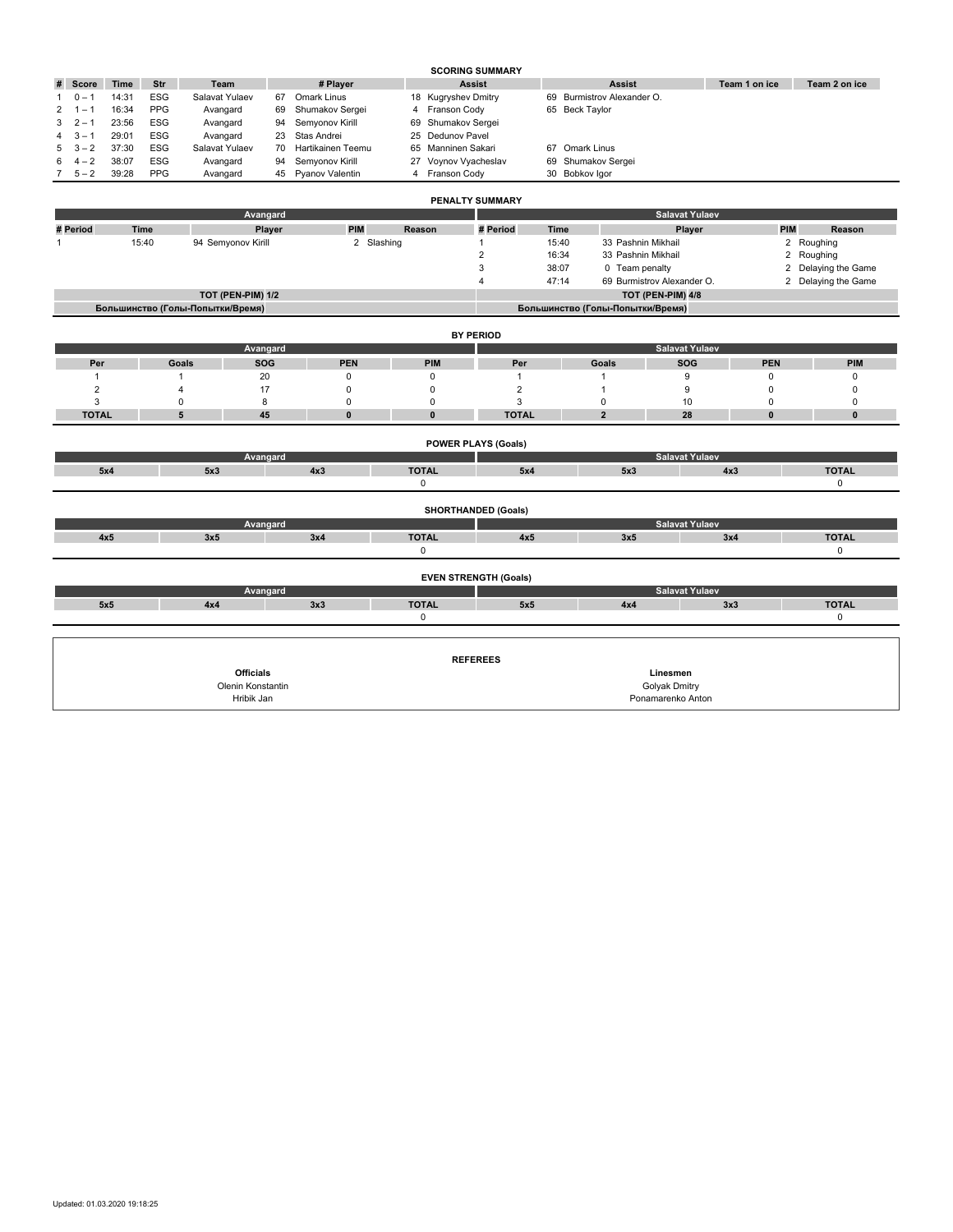## SCORING SUMMARY

| # | Score | Time | Str | Team | # Player | Assist | Assist | Team 1 on ice | Team 2 on ice |
|---|---|---|---|---|---|---|---|---|---|
| 1 | 0 – 1 | 14:31 | ESG | Salavat Yulaev | 67 Omark Linus | 18 Kugryshev Dmitry | 69 Burmistrov Alexander O. | | |
| 2 | 1 – 1 | 16:34 | PPG | Avangard | 69 Shumakov Sergei | 4 Franson Cody | 65 Beck Taylor | | |
| 3 | 2 – 1 | 23:56 | ESG | Avangard | 94 Semyonov Kirill | 69 Shumakov Sergei | | | |
| 4 | 3 – 1 | 29:01 | ESG | Avangard | 23 Stas Andrei | 25 Dedunov Pavel | | | |
| 5 | 3 – 2 | 37:30 | ESG | Salavat Yulaev | 70 Hartikainen Teemu | 65 Manninen Sakari | 67 Omark Linus | | |
| 6 | 4 – 2 | 38:07 | ESG | Avangard | 94 Semyonov Kirill | 27 Voynov Vyacheslav | 69 Shumakov Sergei | | |
| 7 | 5 – 2 | 39:28 | PPG | Avangard | 45 Pyanov Valentin | 4 Franson Cody | 30 Bobkov Igor | | |

## PENALTY SUMMARY

| Avangard | | | | | Salavat Yulaev | | | | |
|---|---|---|---|---|---|---|---|---|---|
| # Period | Time | Player | PIM | Reason | # Period | Time | Player | PIM | Reason |
| 1 | 15:40 | 94 Semyonov Kirill | 2 | Slashing | 1 | 15:40 | 33 Pashnin Mikhail | 2 | Roughing |
| | | | | | 2 | 16:34 | 33 Pashnin Mikhail | 2 | Roughing |
| | | | | | 3 | 38:07 | 0 Team penalty | 2 | Delaying the Game |
| | | | | | 4 | 47:14 | 69 Burmistrov Alexander O. | 2 | Delaying the Game |
| TOT (PEN-PIM) 1/2 | | | | | TOT (PEN-PIM) 4/8 | | | | |
| Большинство (Голы-Попытки/Время) | | | | | Большинство (Голы-Попытки/Время) | | | | |

## BY PERIOD

| Avangard | | | | | Salavat Yulaev | | | | |
|---|---|---|---|---|---|---|---|---|---|
| Per | Goals | SOG | PEN | PIM | Per | Goals | SOG | PEN | PIM |
| 1 | 1 | 20 | 0 | 0 | 1 | 1 | 9 | 0 | 0 |
| 2 | 4 | 17 | 0 | 0 | 2 | 1 | 9 | 0 | 0 |
| 3 | 0 | 8 | 0 | 0 | 3 | 0 | 10 | 0 | 0 |
| **TOTAL** | **5** | **45** | **0** | **0** | **TOTAL** | **2** | **28** | **0** | **0** |

## POWER PLAYS (Goals)

| Avangard | | | | Salavat Yulaev | | | |
|---|---|---|---|---|---|---|---|
| 5x4 | 5x3 | 4x3 | TOTAL | 5x4 | 5x3 | 4x3 | TOTAL |
| | | | 0 | | | | 0 |

## SHORTHANDED (Goals)

| Avangard | | | | Salavat Yulaev | | | |
|---|---|---|---|---|---|---|---|
| 4x5 | 3x5 | 3x4 | TOTAL | 4x5 | 3x5 | 3x4 | TOTAL |
| | | | 0 | | | | 0 |

## EVEN STRENGTH (Goals)

| Avangard | | | | Salavat Yulaev | | | |
|---|---|---|---|---|---|---|---|
| 5x5 | 4x4 | 3x3 | TOTAL | 5x5 | 4x4 | 3x3 | TOTAL |
| | | | 0 | | | | 0 |

## REFEREES

| Officials | Linesmen |
|---|---|
| Olenin Konstantin | Golyak Dmitry |
| Hribik Jan | Ponamarenko Anton |

Updated: 01.03.2020 19:18:25